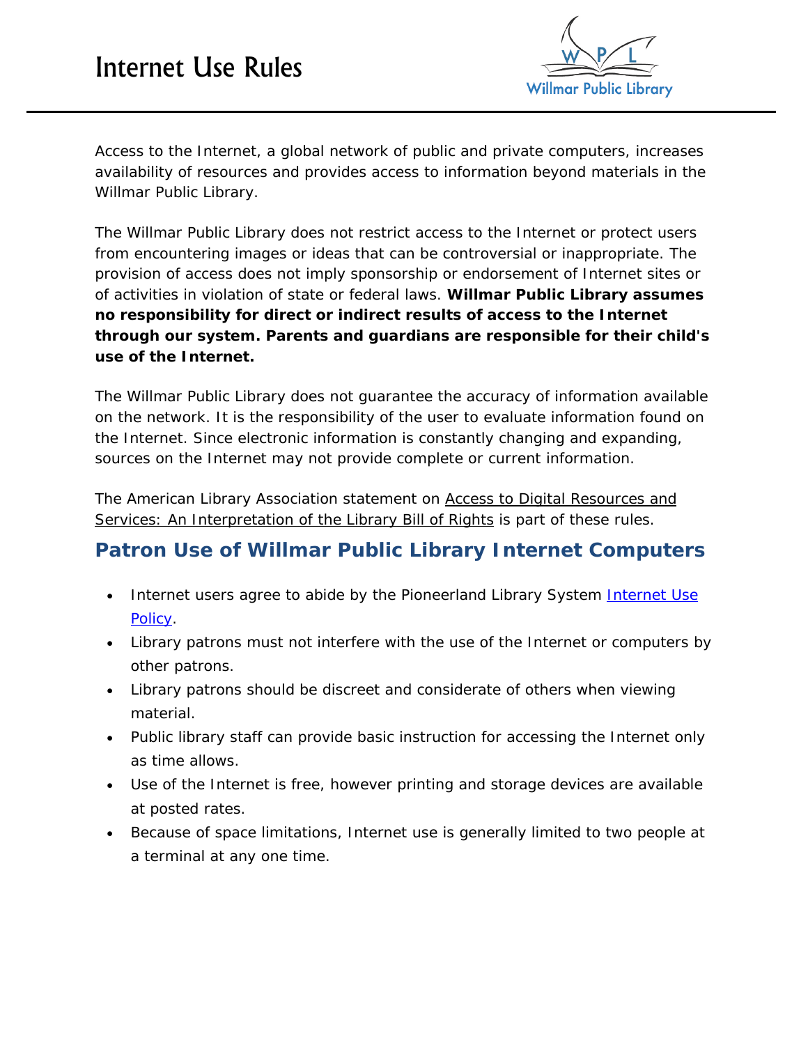# Internet Use Rules

Willmar Public Library

Access to the Internet, a global network of public and private computers, increases availability of resources and provides access to information beyond materials in the Willmar Public Library.

The Willmar Public Library does not restrict access to the Internet or protect users from encountering images or ideas that can be controversial or inappropriate. The provision of access does not imply sponsorship or endorsement of Internet sites or of activities in violation of state or federal laws. **Willmar Public Library assumes no responsibility for direct or indirect results of access to the Internet through our system. Parents and guardians are responsible for their child's use of the Internet.**

The Willmar Public Library does not guarantee the accuracy of information available on the network. It is the responsibility of the user to evaluate information found on the Internet. Since electronic information is constantly changing and expanding, sources on the Internet may not provide complete or current information.

The American Library Association statement on Access to Digital Resources and Services: An Interpretation of the Library Bill of Rights is part of these rules.

## Patron Use of Willmar Public Library Internet Computers

- Internet users agree to abide by the Pioneerland Library System Internet Use Policy.
- Library patrons must not interfere with the use of the Internet or computers by other patrons.
- Library patrons should be discreet and considerate of others when viewing material.
- Public library staff can provide basic instruction for accessing the Internet only as time allows.
- Use of the Internet is free, however printing and storage devices are available at posted rates.
- Because of space limitations, Internet use is generally limited to two people at a terminal at any one time.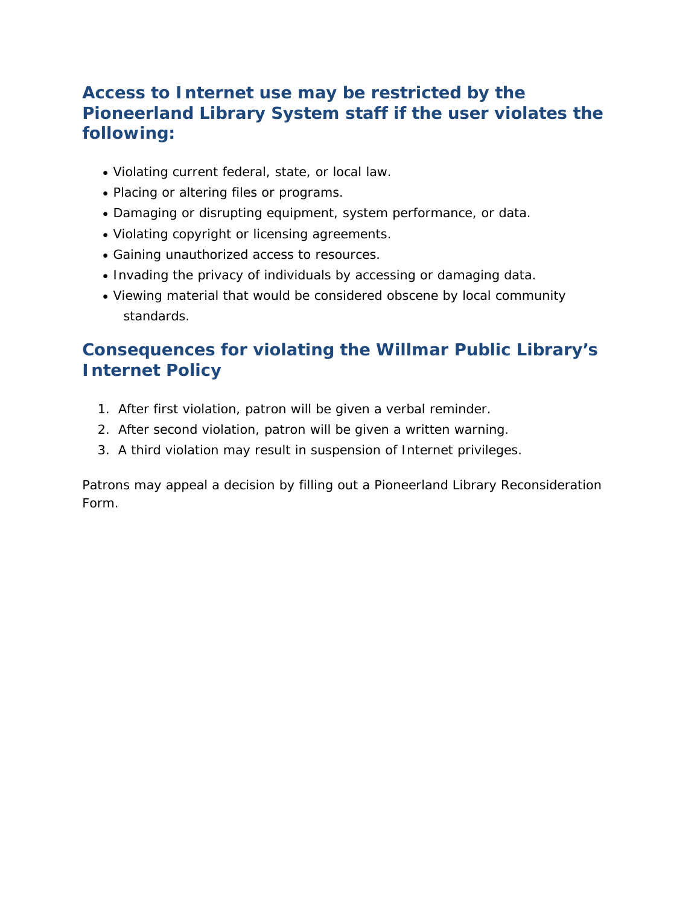## Access to Internet use may be restricted by the Pioneerland Library System staff if the user violates the following:

- Violating current federal, state, or local law.
- Placing or altering files or programs.
- Damaging or disrupting equipment, system performance, or data.
- Violating copyright or licensing agreements.
- Gaining unauthorized access to resources.
- Invading the privacy of individuals by accessing or damaging data.
- Viewing material that would be considered obscene by local community standards.

## Consequences for violating the Willmar Public Library's Internet Policy

1. After first violation, patron will be given a verbal reminder.
2. After second violation, patron will be given a written warning.
3. A third violation may result in suspension of Internet privileges.

Patrons may appeal a decision by filling out a Pioneerland Library Reconsideration Form.